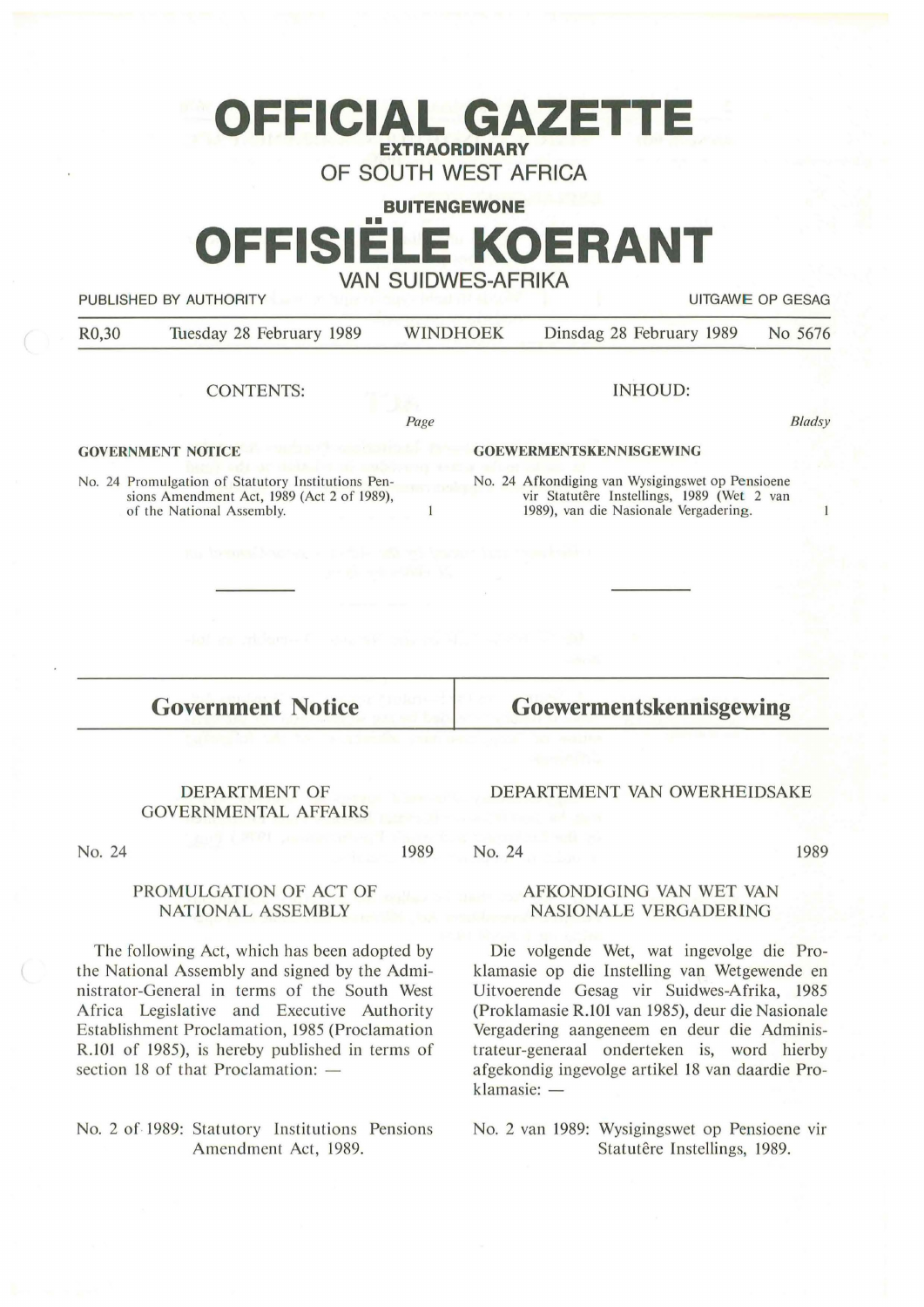# OFFICIAL GAZETTE

**EXTRAORDINARY**

OF SOUTH WEST AFRICA

**BUITENGEWONE**

# OFFISIËLE KOERANT

VAN SUIDWES-AFRIKA

PUBLISHED BY AUTHORITY — UITGAWE OP GESAG

R0,30 — Tuesday 28 February 1989 — WINDHOEK — Dinsdag 28 February 1989 — No 5676

CONTENTS:

*Page*

**GOVERNMENT NOTICE**

No. 24 Promulgation of Statutory Institutions Pensions Amendment Act, 1989 (Act 2 of 1989), of the National Assembly. — 1

INHOUD:

*Bladsy*

**GOEWERMENTSKENNISGEWING**

No. 24 Afkondiging van Wysigingswet op Pensioene vir Statutêre Instellings, 1989 (Wet 2 van 1989), van die Nasionale Vergadering. — 1

---

## Government Notice

DEPARTMENT OF GOVERNMENTAL AFFAIRS

No. 24 — 1989

PROMULGATION OF ACT OF NATIONAL ASSEMBLY

The following Act, which has been adopted by the National Assembly and signed by the Administrator-General in terms of the South West Africa Legislative and Executive Authority Establishment Proclamation, 1985 (Proclamation R.101 of 1985), is hereby published in terms of section 18 of that Proclamation: —

No. 2 of 1989: Statutory Institutions Pensions Amendment Act, 1989.

## Goewermentskennisgewing

DEPARTEMENT VAN OWERHEIDSAKE

No. 24 — 1989

AFKONDIGING VAN WET VAN NASIONALE VERGADERING

Die volgende Wet, wat ingevolge die Proklamasie op die Instelling van Wetgewende en Uitvoerende Gesag vir Suidwes-Afrika, 1985 (Proklamasie R.101 van 1985), deur die Nasionale Vergadering aangeneem en deur die Administrateur-generaal onderteken is, word hierby afgekondig ingevolge artikel 18 van daardie Proklamasie: —

No. 2 van 1989: Wysigingswet op Pensioene vir Statutêre Instellings, 1989.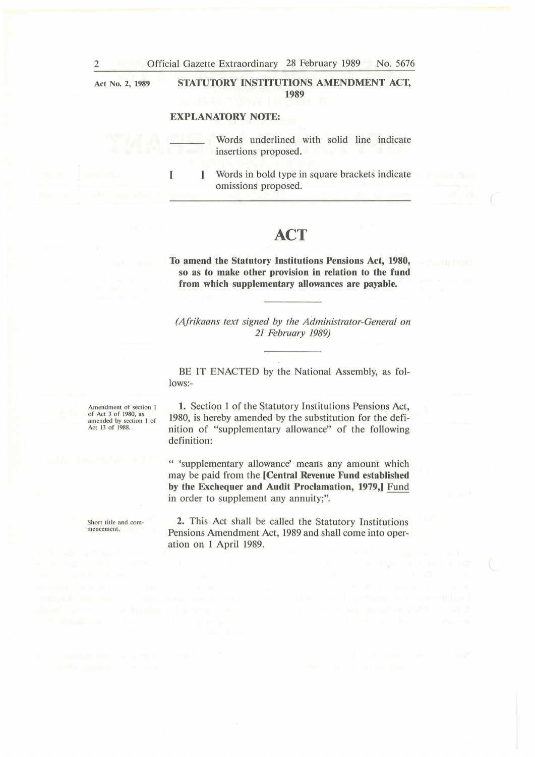Act No. 2, 1989

## STATUTORY INSTITUTIONS AMENDMENT ACT, 1989

**EXPLANATORY NOTE:**

\_\_\_\_\_\_ Words underlined with solid line indicate insertions proposed.

[ ] Words in bold type in square brackets indicate omissions proposed.

# ACT

**To amend the Statutory Institutions Pensions Act, 1980, so as to make other provision in relation to the fund from which supplementary allowances are payable.**

*(Afrikaans text signed by the Administrator-General on 21 February 1989)*

BE IT ENACTED by the National Assembly, as follows:-

*Amendment of section 1 of Act 3 of 1980, as amended by section 1 of Act 13 of 1988.*

**1.** Section 1 of the Statutory Institutions Pensions Act, 1980, is hereby amended by the substitution for the definition of "supplementary allowance" of the following definition:

" 'supplementary allowance' means any amount which may be paid from the **[Central Revenue Fund established by the Exchequer and Audit Proclamation, 1979,]** <u>Fund</u> in order to supplement any annuity;".

*Short title and commencement.*

**2.** This Act shall be called the Statutory Institutions Pensions Amendment Act, 1989 and shall come into operation on 1 April 1989.